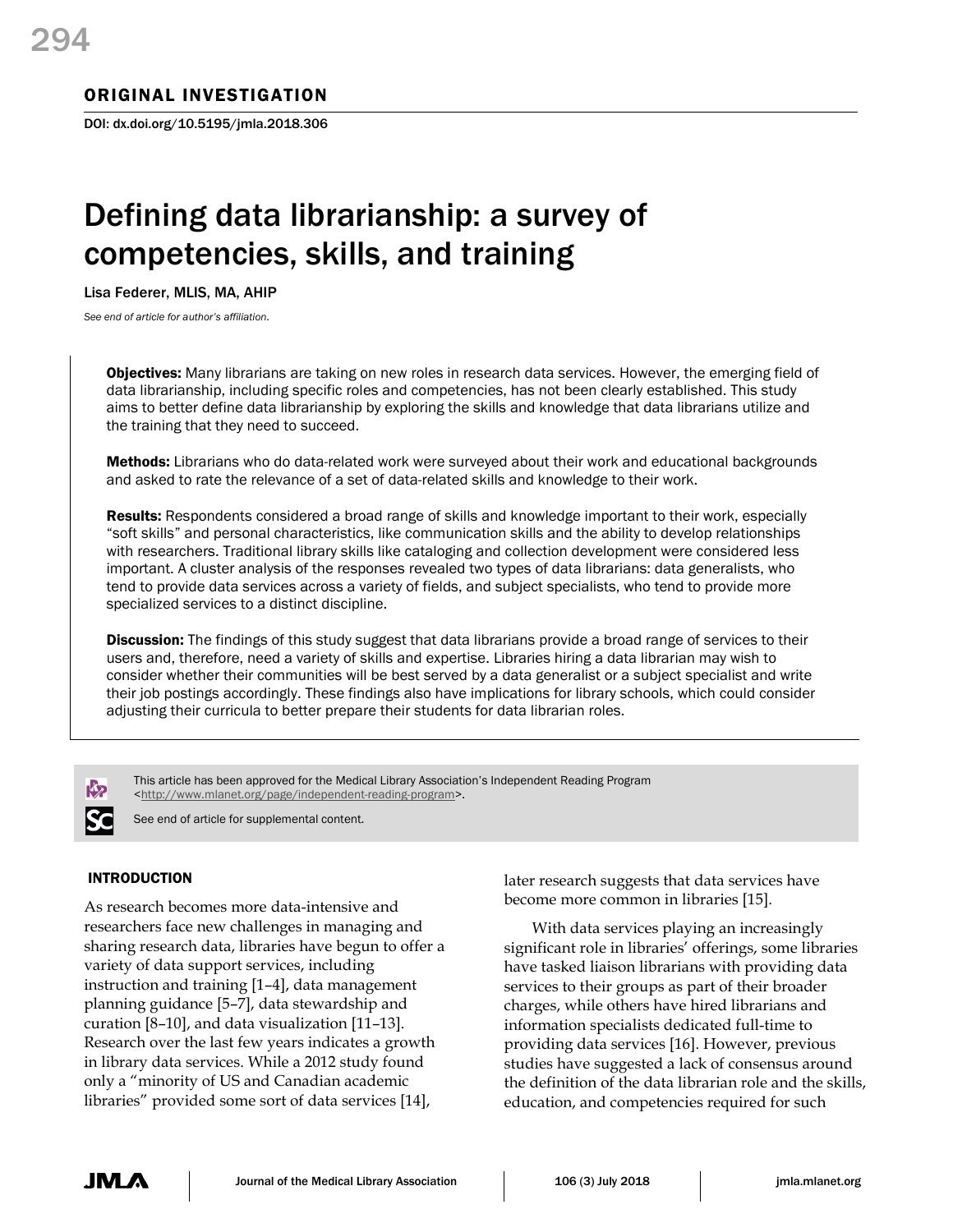ORIGINAL INVESTIGATION

DOI: dx.doi.org/10.5195/jmla.2018.306

# Defining data librarianship: a survey of competencies, skills, and training

Lisa Federer, MLIS, MA, AHIP

*See end of article for author's affiliation.*

**Objectives:** Many librarians are taking on new roles in research data services. However, the emerging field of data librarianship, including specific roles and competencies, has not been clearly established. This study aims to better define data librarianship by exploring the skills and knowledge that data librarians utilize and the training that they need to succeed.

**Methods:** Librarians who do data-related work were surveyed about their work and educational backgrounds and asked to rate the relevance of a set of data-related skills and knowledge to their work.

**Results:** Respondents considered a broad range of skills and knowledge important to their work, especially "soft skills" and personal characteristics, like communication skills and the ability to develop relationships with researchers. Traditional library skills like cataloging and collection development were considered less important. A cluster analysis of the responses revealed two types of data librarians: data generalists, who tend to provide data services across a variety of fields, and subject specialists, who tend to provide more specialized services to a distinct discipline.

**Discussion:** The findings of this study suggest that data librarians provide a broad range of services to their users and, therefore, need a variety of skills and expertise. Libraries hiring a data librarian may wish to consider whether their communities will be best served by a data generalist or a subject specialist and write their job postings accordingly. These findings also have implications for library schools, which could consider adjusting their curricula to better prepare their students for data librarian roles.

This article has been approved for the Medical Library Association's Independent Reading Program <http://www.mlanet.org/page/independent-reading-program>.

See end of article for supplemental content.

## INTRODUCTION

As research becomes more data-intensive and researchers face new challenges in managing and sharing research data, libraries have begun to offer a variety of data support services, including instruction and training [1–4], data management planning guidance [5–7], data stewardship and curation [8–10], and data visualization [11–13]. Research over the last few years indicates a growth in library data services. While a 2012 study found only a "minority of US and Canadian academic libraries" provided some sort of data services [14], later research suggests that data services have become more common in libraries [15].

With data services playing an increasingly significant role in libraries' offerings, some libraries have tasked liaison librarians with providing data services to their groups as part of their broader charges, while others have hired librarians and information specialists dedicated full-time to providing data services [16]. However, previous studies have suggested a lack of consensus around the definition of the data librarian role and the skills, education, and competencies required for such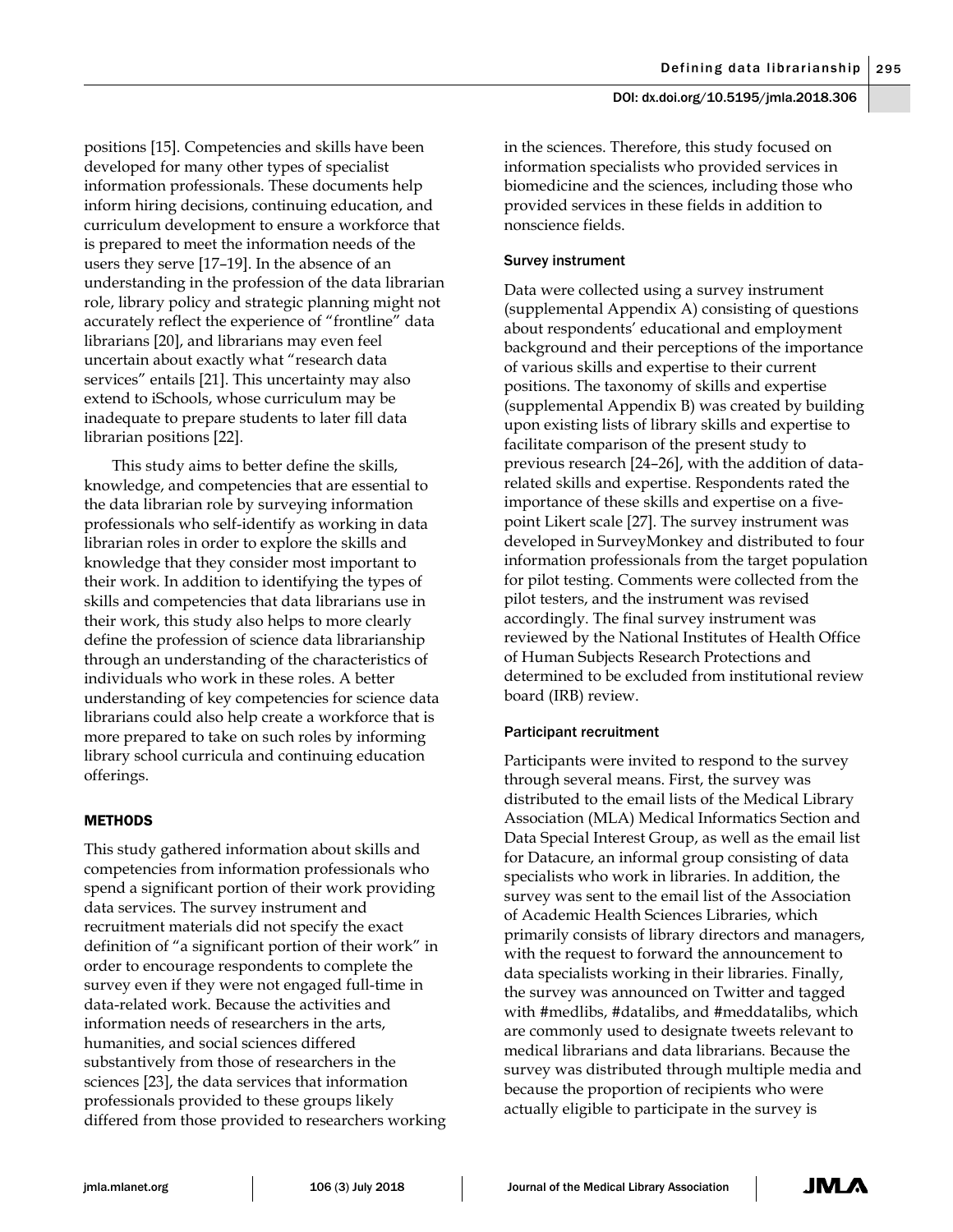positions [15]. Competencies and skills have been developed for many other types of specialist information professionals. These documents help inform hiring decisions, continuing education, and curriculum development to ensure a workforce that is prepared to meet the information needs of the users they serve [17–19]. In the absence of an understanding in the profession of the data librarian role, library policy and strategic planning might not accurately reflect the experience of "frontline" data librarians [20], and librarians may even feel uncertain about exactly what "research data services" entails [21]. This uncertainty may also extend to iSchools, whose curriculum may be inadequate to prepare students to later fill data librarian positions [22].

This study aims to better define the skills, knowledge, and competencies that are essential to the data librarian role by surveying information professionals who self-identify as working in data librarian roles in order to explore the skills and knowledge that they consider most important to their work. In addition to identifying the types of skills and competencies that data librarians use in their work, this study also helps to more clearly define the profession of science data librarianship through an understanding of the characteristics of individuals who work in these roles. A better understanding of key competencies for science data librarians could also help create a workforce that is more prepared to take on such roles by informing library school curricula and continuing education offerings.

## METHODS

This study gathered information about skills and competencies from information professionals who spend a significant portion of their work providing data services. The survey instrument and recruitment materials did not specify the exact definition of "a significant portion of their work" in order to encourage respondents to complete the survey even if they were not engaged full-time in data-related work. Because the activities and information needs of researchers in the arts, humanities, and social sciences differed substantively from those of researchers in the sciences [23], the data services that information professionals provided to these groups likely differed from those provided to researchers working in the sciences. Therefore, this study focused on information specialists who provided services in biomedicine and the sciences, including those who provided services in these fields in addition to nonscience fields.

### Survey instrument

Data were collected using a survey instrument (supplemental Appendix A) consisting of questions about respondents' educational and employment background and their perceptions of the importance of various skills and expertise to their current positions. The taxonomy of skills and expertise (supplemental Appendix B) was created by building upon existing lists of library skills and expertise to facilitate comparison of the present study to previous research [24–26], with the addition of data-related skills and expertise. Respondents rated the importance of these skills and expertise on a five-point Likert scale [27]. The survey instrument was developed in SurveyMonkey and distributed to four information professionals from the target population for pilot testing. Comments were collected from the pilot testers, and the instrument was revised accordingly. The final survey instrument was reviewed by the National Institutes of Health Office of Human Subjects Research Protections and determined to be excluded from institutional review board (IRB) review.

### Participant recruitment

Participants were invited to respond to the survey through several means. First, the survey was distributed to the email lists of the Medical Library Association (MLA) Medical Informatics Section and Data Special Interest Group, as well as the email list for Datacure, an informal group consisting of data specialists who work in libraries. In addition, the survey was sent to the email list of the Association of Academic Health Sciences Libraries, which primarily consists of library directors and managers, with the request to forward the announcement to data specialists working in their libraries. Finally, the survey was announced on Twitter and tagged with #medlibs, #datalibs, and #meddatalibs, which are commonly used to designate tweets relevant to medical librarians and data librarians. Because the survey was distributed through multiple media and because the proportion of recipients who were actually eligible to participate in the survey is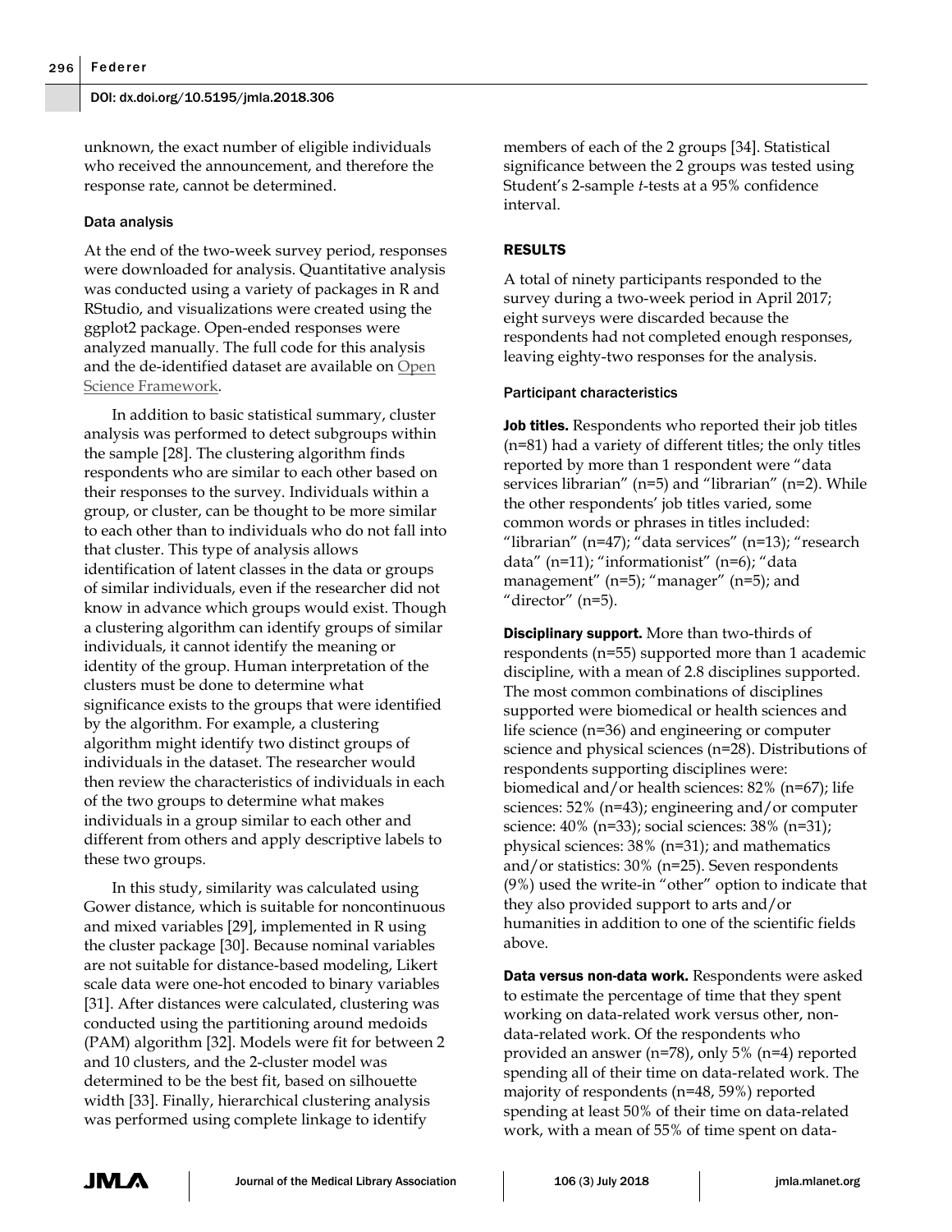unknown, the exact number of eligible individuals who received the announcement, and therefore the response rate, cannot be determined.

### Data analysis

At the end of the two-week survey period, responses were downloaded for analysis. Quantitative analysis was conducted using a variety of packages in R and RStudio, and visualizations were created using the ggplot2 package. Open-ended responses were analyzed manually. The full code for this analysis and the de-identified dataset are available on Open Science Framework.

In addition to basic statistical summary, cluster analysis was performed to detect subgroups within the sample [28]. The clustering algorithm finds respondents who are similar to each other based on their responses to the survey. Individuals within a group, or cluster, can be thought to be more similar to each other than to individuals who do not fall into that cluster. This type of analysis allows identification of latent classes in the data or groups of similar individuals, even if the researcher did not know in advance which groups would exist. Though a clustering algorithm can identify groups of similar individuals, it cannot identify the meaning or identity of the group. Human interpretation of the clusters must be done to determine what significance exists to the groups that were identified by the algorithm. For example, a clustering algorithm might identify two distinct groups of individuals in the dataset. The researcher would then review the characteristics of individuals in each of the two groups to determine what makes individuals in a group similar to each other and different from others and apply descriptive labels to these two groups.

In this study, similarity was calculated using Gower distance, which is suitable for noncontinuous and mixed variables [29], implemented in R using the cluster package [30]. Because nominal variables are not suitable for distance-based modeling, Likert scale data were one-hot encoded to binary variables [31]. After distances were calculated, clustering was conducted using the partitioning around medoids (PAM) algorithm [32]. Models were fit for between 2 and 10 clusters, and the 2-cluster model was determined to be the best fit, based on silhouette width [33]. Finally, hierarchical clustering analysis was performed using complete linkage to identify members of each of the 2 groups [34]. Statistical significance between the 2 groups was tested using Student's 2-sample *t*-tests at a 95% confidence interval.

## RESULTS

A total of ninety participants responded to the survey during a two-week period in April 2017; eight surveys were discarded because the respondents had not completed enough responses, leaving eighty-two responses for the analysis.

### Participant characteristics

**Job titles.** Respondents who reported their job titles (n=81) had a variety of different titles; the only titles reported by more than 1 respondent were "data services librarian" (n=5) and "librarian" (n=2). While the other respondents' job titles varied, some common words or phrases in titles included: "librarian" (n=47); "data services" (n=13); "research data" (n=11); "informationist" (n=6); "data management" (n=5); "manager" (n=5); and "director" (n=5).

**Disciplinary support.** More than two-thirds of respondents (n=55) supported more than 1 academic discipline, with a mean of 2.8 disciplines supported. The most common combinations of disciplines supported were biomedical or health sciences and life science (n=36) and engineering or computer science and physical sciences (n=28). Distributions of respondents supporting disciplines were: biomedical and/or health sciences: 82% (n=67); life sciences: 52% (n=43); engineering and/or computer science: 40% (n=33); social sciences: 38% (n=31); physical sciences: 38% (n=31); and mathematics and/or statistics: 30% (n=25). Seven respondents (9%) used the write-in "other" option to indicate that they also provided support to arts and/or humanities in addition to one of the scientific fields above.

**Data versus non-data work.** Respondents were asked to estimate the percentage of time that they spent working on data-related work versus other, non-data-related work. Of the respondents who provided an answer (n=78), only 5% (n=4) reported spending all of their time on data-related work. The majority of respondents (n=48, 59%) reported spending at least 50% of their time on data-related work, with a mean of 55% of time spent on data-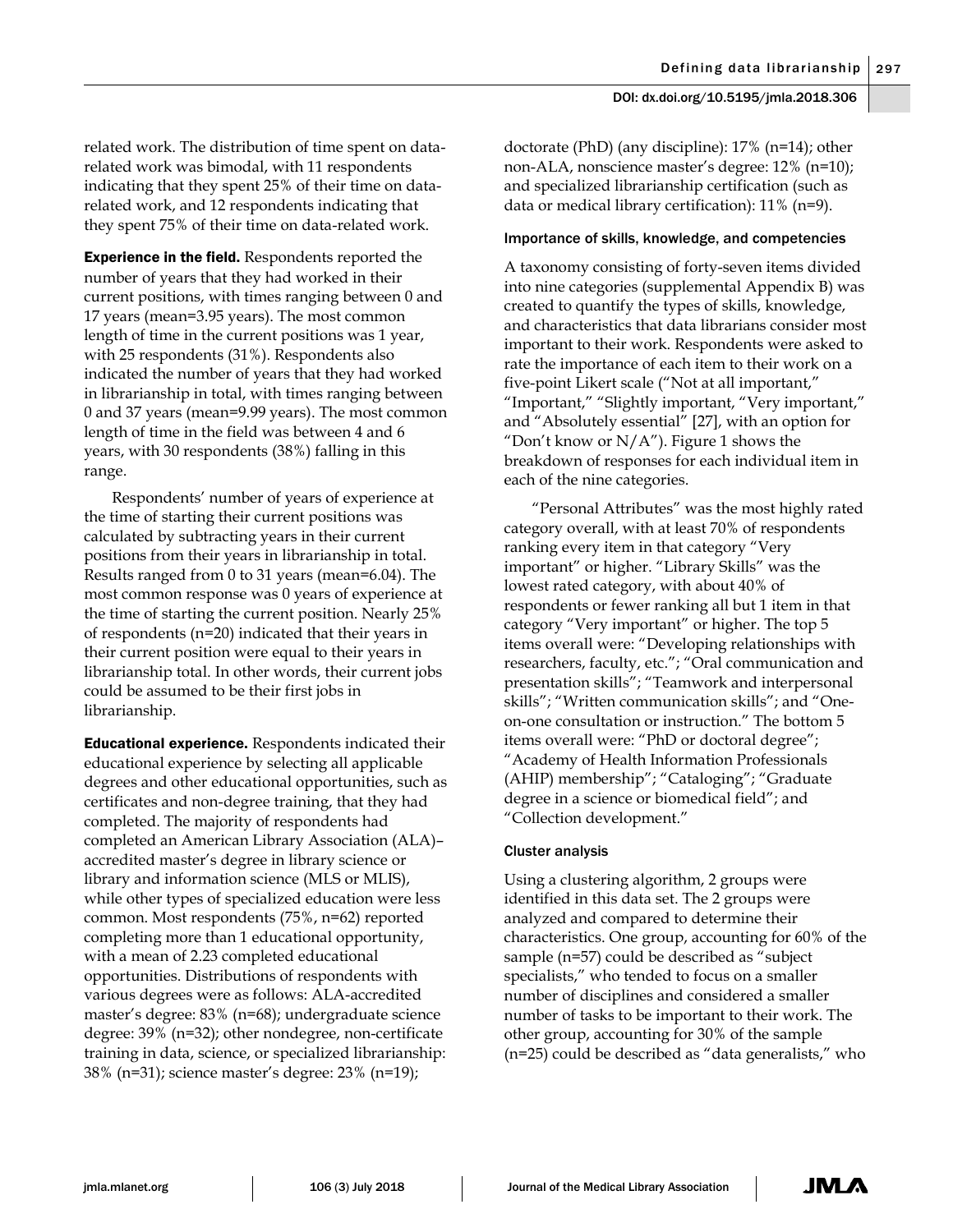related work. The distribution of time spent on data-related work was bimodal, with 11 respondents indicating that they spent 25% of their time on data-related work, and 12 respondents indicating that they spent 75% of their time on data-related work.

**Experience in the field.** Respondents reported the number of years that they had worked in their current positions, with times ranging between 0 and 17 years (mean=3.95 years). The most common length of time in the current positions was 1 year, with 25 respondents (31%). Respondents also indicated the number of years that they had worked in librarianship in total, with times ranging between 0 and 37 years (mean=9.99 years). The most common length of time in the field was between 4 and 6 years, with 30 respondents (38%) falling in this range.

Respondents' number of years of experience at the time of starting their current positions was calculated by subtracting years in their current positions from their years in librarianship in total. Results ranged from 0 to 31 years (mean=6.04). The most common response was 0 years of experience at the time of starting the current position. Nearly 25% of respondents (n=20) indicated that their years in their current position were equal to their years in librarianship total. In other words, their current jobs could be assumed to be their first jobs in librarianship.

**Educational experience.** Respondents indicated their educational experience by selecting all applicable degrees and other educational opportunities, such as certificates and non-degree training, that they had completed. The majority of respondents had completed an American Library Association (ALA)–accredited master's degree in library science or library and information science (MLS or MLIS), while other types of specialized education were less common. Most respondents (75%, n=62) reported completing more than 1 educational opportunity, with a mean of 2.23 completed educational opportunities. Distributions of respondents with various degrees were as follows: ALA-accredited master's degree: 83% (n=68); undergraduate science degree: 39% (n=32); other nondegree, non-certificate training in data, science, or specialized librarianship: 38% (n=31); science master's degree: 23% (n=19); doctorate (PhD) (any discipline): 17% (n=14); other non-ALA, nonscience master's degree: 12% (n=10); and specialized librarianship certification (such as data or medical library certification): 11% (n=9).

### Importance of skills, knowledge, and competencies

A taxonomy consisting of forty-seven items divided into nine categories (supplemental Appendix B) was created to quantify the types of skills, knowledge, and characteristics that data librarians consider most important to their work. Respondents were asked to rate the importance of each item to their work on a five-point Likert scale ("Not at all important," "Important," "Slightly important, "Very important," and "Absolutely essential" [27], with an option for "Don't know or N/A"). Figure 1 shows the breakdown of responses for each individual item in each of the nine categories.

"Personal Attributes" was the most highly rated category overall, with at least 70% of respondents ranking every item in that category "Very important" or higher. "Library Skills" was the lowest rated category, with about 40% of respondents or fewer ranking all but 1 item in that category "Very important" or higher. The top 5 items overall were: "Developing relationships with researchers, faculty, etc."; "Oral communication and presentation skills"; "Teamwork and interpersonal skills"; "Written communication skills"; and "One-on-one consultation or instruction." The bottom 5 items overall were: "PhD or doctoral degree"; "Academy of Health Information Professionals (AHIP) membership"; "Cataloging"; "Graduate degree in a science or biomedical field"; and "Collection development."

### Cluster analysis

Using a clustering algorithm, 2 groups were identified in this data set. The 2 groups were analyzed and compared to determine their characteristics. One group, accounting for 60% of the sample (n=57) could be described as "subject specialists," who tended to focus on a smaller number of disciplines and considered a smaller number of tasks to be important to their work. The other group, accounting for 30% of the sample (n=25) could be described as "data generalists," who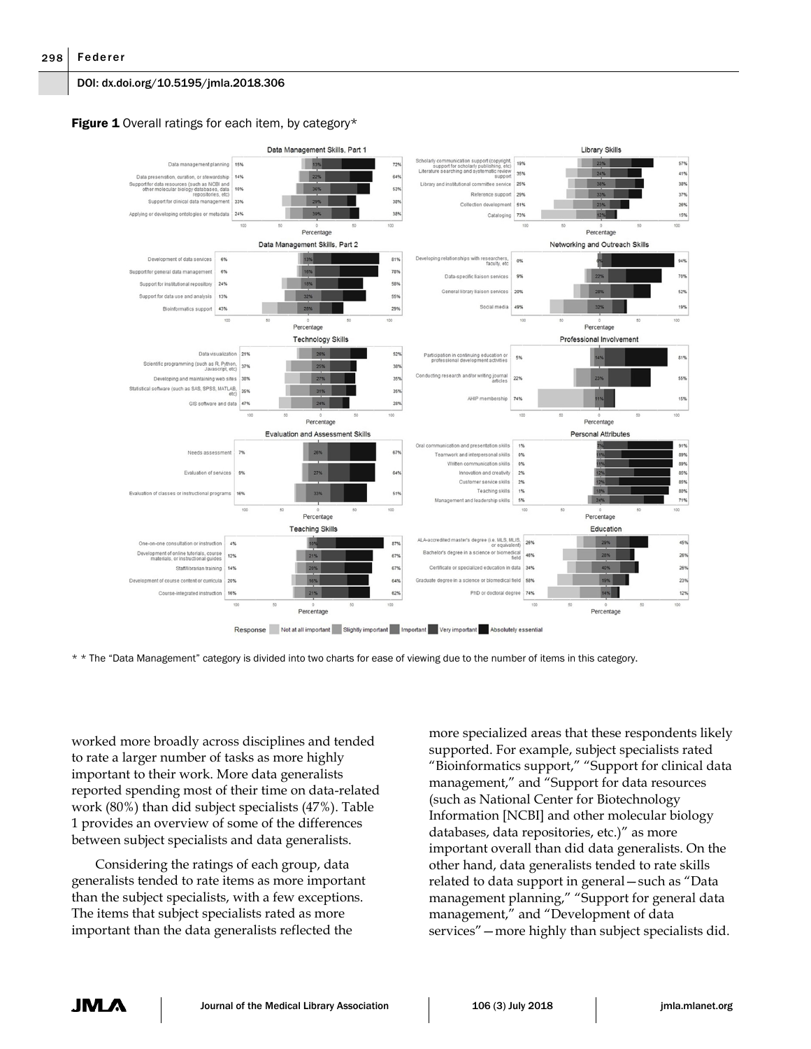**Figure 1** Overall ratings for each item, by category*

* * The "Data Management" category is divided into two charts for ease of viewing due to the number of items in this category.

worked more broadly across disciplines and tended to rate a larger number of tasks as more highly important to their work. More data generalists reported spending most of their time on data-related work (80%) than did subject specialists (47%). Table 1 provides an overview of some of the differences between subject specialists and data generalists.

Considering the ratings of each group, data generalists tended to rate items as more important than the subject specialists, with a few exceptions. The items that subject specialists rated as more important than the data generalists reflected the more specialized areas that these respondents likely supported. For example, subject specialists rated "Bioinformatics support," "Support for clinical data management," and "Support for data resources (such as National Center for Biotechnology Information [NCBI] and other molecular biology databases, data repositories, etc.)" as more important overall than did data generalists. On the other hand, data generalists tended to rate skills related to data support in general—such as "Data management planning," "Support for general data management," and "Development of data services"—more highly than subject specialists did.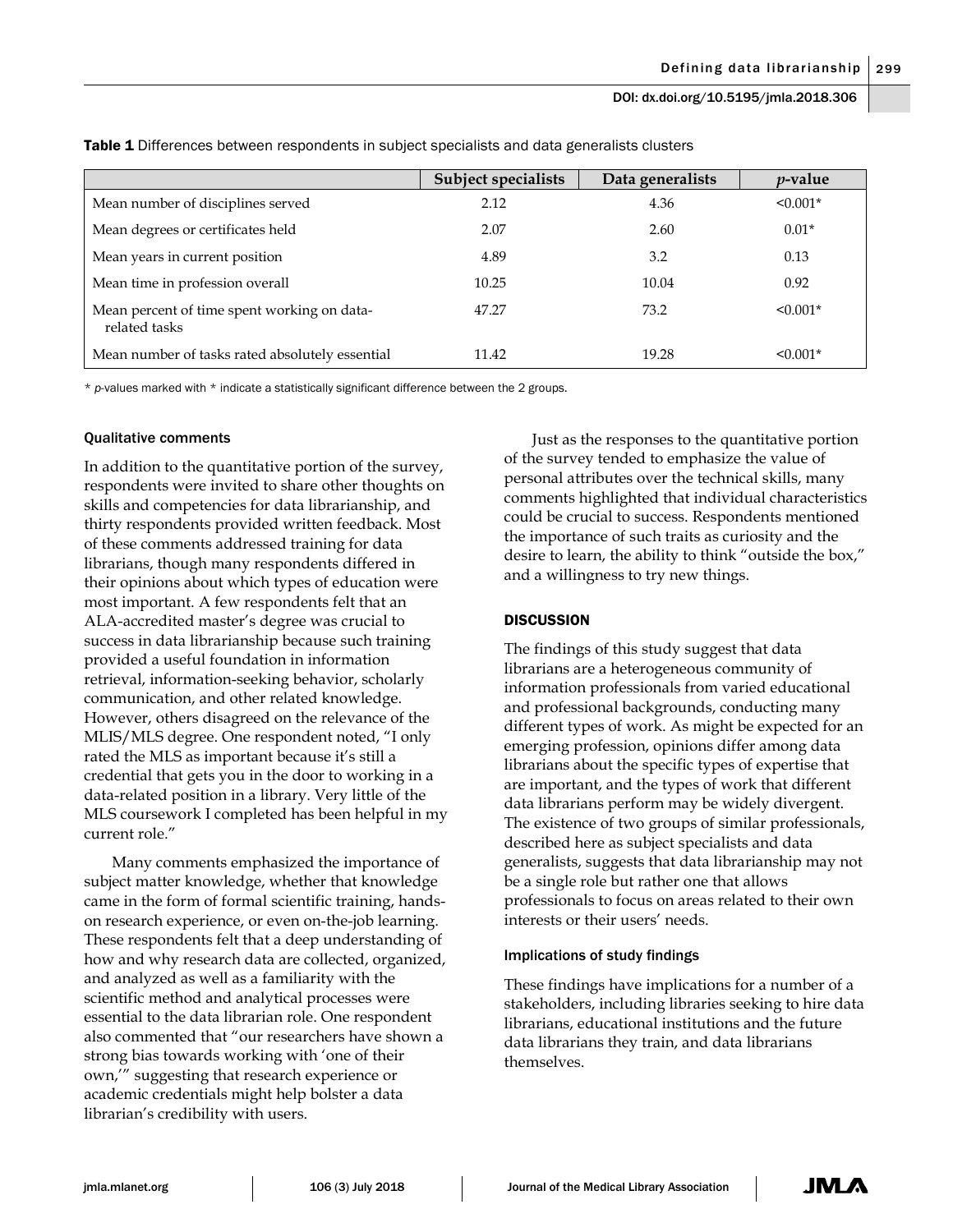**Table 1** Differences between respondents in subject specialists and data generalists clusters

| | Subject specialists | Data generalists | *p*-value |
|---|---|---|---|
| Mean number of disciplines served | 2.12 | 4.36 | <0.001* |
| Mean degrees or certificates held | 2.07 | 2.60 | 0.01* |
| Mean years in current position | 4.89 | 3.2 | 0.13 |
| Mean time in profession overall | 10.25 | 10.04 | 0.92 |
| Mean percent of time spent working on data-related tasks | 47.27 | 73.2 | <0.001* |
| Mean number of tasks rated absolutely essential | 11.42 | 19.28 | <0.001* |

\* *p*-values marked with * indicate a statistically significant difference between the 2 groups.

### Qualitative comments

In addition to the quantitative portion of the survey, respondents were invited to share other thoughts on skills and competencies for data librarianship, and thirty respondents provided written feedback. Most of these comments addressed training for data librarians, though many respondents differed in their opinions about which types of education were most important. A few respondents felt that an ALA-accredited master's degree was crucial to success in data librarianship because such training provided a useful foundation in information retrieval, information-seeking behavior, scholarly communication, and other related knowledge. However, others disagreed on the relevance of the MLIS/MLS degree. One respondent noted, "I only rated the MLS as important because it's still a credential that gets you in the door to working in a data-related position in a library. Very little of the MLS coursework I completed has been helpful in my current role."

Many comments emphasized the importance of subject matter knowledge, whether that knowledge came in the form of formal scientific training, hands-on research experience, or even on-the-job learning. These respondents felt that a deep understanding of how and why research data are collected, organized, and analyzed as well as a familiarity with the scientific method and analytical processes were essential to the data librarian role. One respondent also commented that "our researchers have shown a strong bias towards working with 'one of their own,'" suggesting that research experience or academic credentials might help bolster a data librarian's credibility with users.

Just as the responses to the quantitative portion of the survey tended to emphasize the value of personal attributes over the technical skills, many comments highlighted that individual characteristics could be crucial to success. Respondents mentioned the importance of such traits as curiosity and the desire to learn, the ability to think "outside the box," and a willingness to try new things.

## DISCUSSION

The findings of this study suggest that data librarians are a heterogeneous community of information professionals from varied educational and professional backgrounds, conducting many different types of work. As might be expected for an emerging profession, opinions differ among data librarians about the specific types of expertise that are important, and the types of work that different data librarians perform may be widely divergent. The existence of two groups of similar professionals, described here as subject specialists and data generalists, suggests that data librarianship may not be a single role but rather one that allows professionals to focus on areas related to their own interests or their users' needs.

### Implications of study findings

These findings have implications for a number of a stakeholders, including libraries seeking to hire data librarians, educational institutions and the future data librarians they train, and data librarians themselves.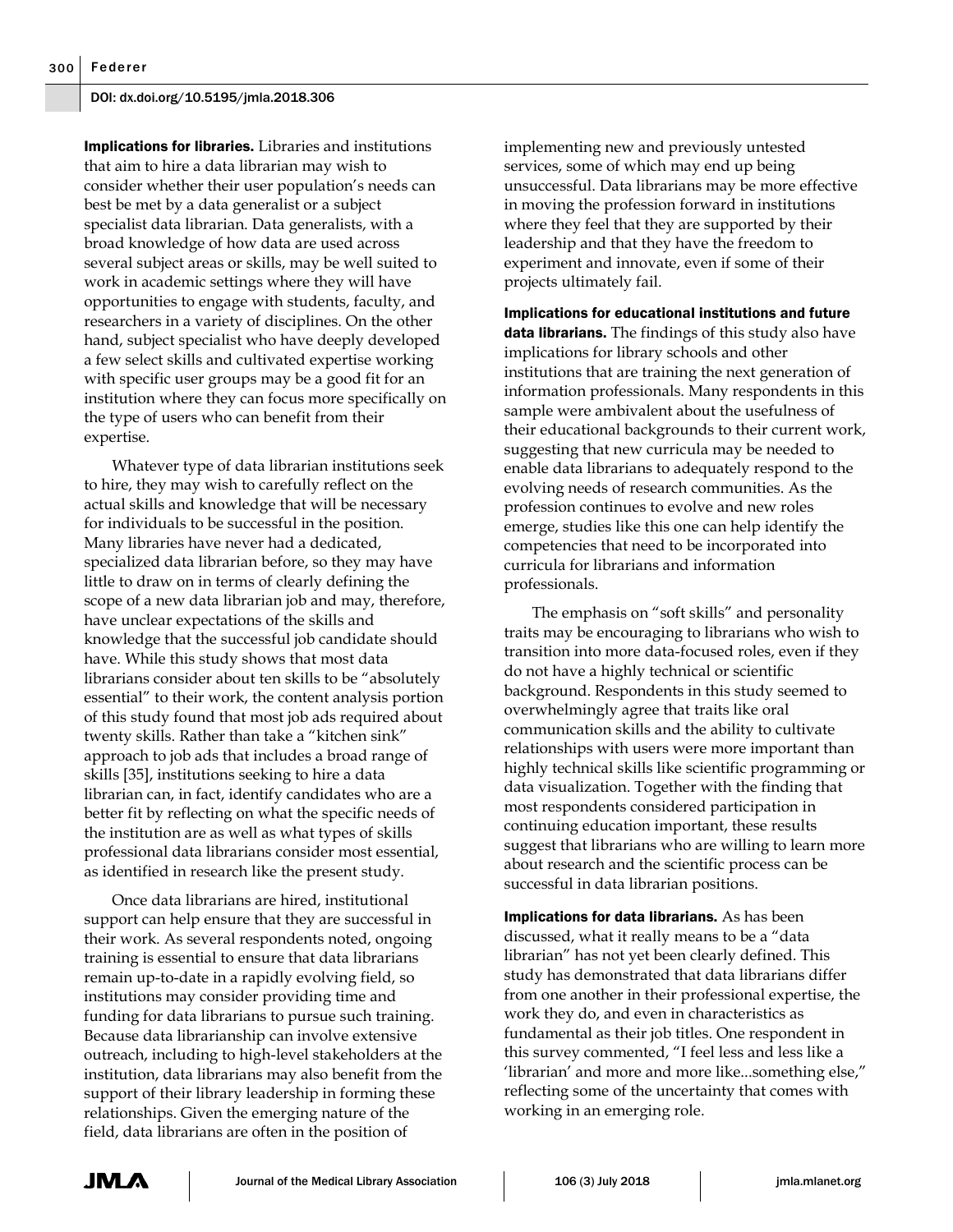**Implications for libraries.** Libraries and institutions that aim to hire a data librarian may wish to consider whether their user population's needs can best be met by a data generalist or a subject specialist data librarian. Data generalists, with a broad knowledge of how data are used across several subject areas or skills, may be well suited to work in academic settings where they will have opportunities to engage with students, faculty, and researchers in a variety of disciplines. On the other hand, subject specialist who have deeply developed a few select skills and cultivated expertise working with specific user groups may be a good fit for an institution where they can focus more specifically on the type of users who can benefit from their expertise.

Whatever type of data librarian institutions seek to hire, they may wish to carefully reflect on the actual skills and knowledge that will be necessary for individuals to be successful in the position. Many libraries have never had a dedicated, specialized data librarian before, so they may have little to draw on in terms of clearly defining the scope of a new data librarian job and may, therefore, have unclear expectations of the skills and knowledge that the successful job candidate should have. While this study shows that most data librarians consider about ten skills to be "absolutely essential" to their work, the content analysis portion of this study found that most job ads required about twenty skills. Rather than take a "kitchen sink" approach to job ads that includes a broad range of skills [35], institutions seeking to hire a data librarian can, in fact, identify candidates who are a better fit by reflecting on what the specific needs of the institution are as well as what types of skills professional data librarians consider most essential, as identified in research like the present study.

Once data librarians are hired, institutional support can help ensure that they are successful in their work. As several respondents noted, ongoing training is essential to ensure that data librarians remain up-to-date in a rapidly evolving field, so institutions may consider providing time and funding for data librarians to pursue such training. Because data librarianship can involve extensive outreach, including to high-level stakeholders at the institution, data librarians may also benefit from the support of their library leadership in forming these relationships. Given the emerging nature of the field, data librarians are often in the position of implementing new and previously untested services, some of which may end up being unsuccessful. Data librarians may be more effective in moving the profession forward in institutions where they feel that they are supported by their leadership and that they have the freedom to experiment and innovate, even if some of their projects ultimately fail.

**Implications for educational institutions and future data librarians.** The findings of this study also have implications for library schools and other institutions that are training the next generation of information professionals. Many respondents in this sample were ambivalent about the usefulness of their educational backgrounds to their current work, suggesting that new curricula may be needed to enable data librarians to adequately respond to the evolving needs of research communities. As the profession continues to evolve and new roles emerge, studies like this one can help identify the competencies that need to be incorporated into curricula for librarians and information professionals.

The emphasis on "soft skills" and personality traits may be encouraging to librarians who wish to transition into more data-focused roles, even if they do not have a highly technical or scientific background. Respondents in this study seemed to overwhelmingly agree that traits like oral communication skills and the ability to cultivate relationships with users were more important than highly technical skills like scientific programming or data visualization. Together with the finding that most respondents considered participation in continuing education important, these results suggest that librarians who are willing to learn more about research and the scientific process can be successful in data librarian positions.

**Implications for data librarians.** As has been discussed, what it really means to be a "data librarian" has not yet been clearly defined. This study has demonstrated that data librarians differ from one another in their professional expertise, the work they do, and even in characteristics as fundamental as their job titles. One respondent in this survey commented, "I feel less and less like a 'librarian' and more and more like...something else," reflecting some of the uncertainty that comes with working in an emerging role.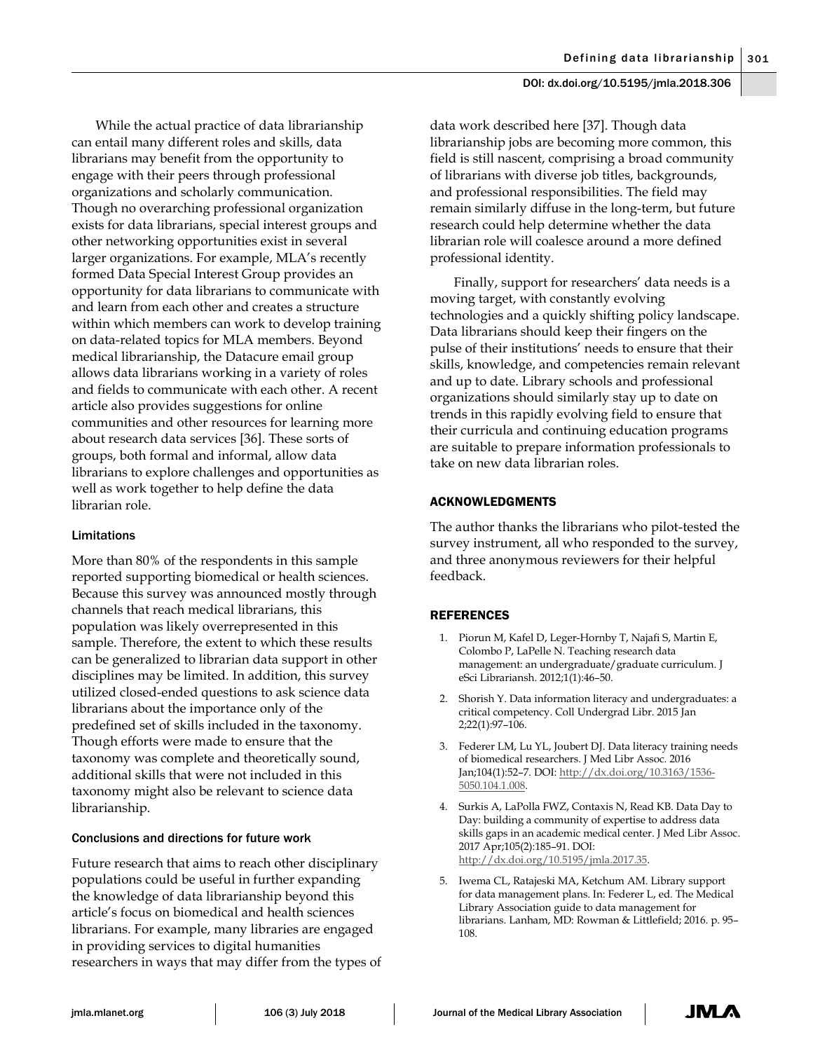While the actual practice of data librarianship can entail many different roles and skills, data librarians may benefit from the opportunity to engage with their peers through professional organizations and scholarly communication. Though no overarching professional organization exists for data librarians, special interest groups and other networking opportunities exist in several larger organizations. For example, MLA's recently formed Data Special Interest Group provides an opportunity for data librarians to communicate with and learn from each other and creates a structure within which members can work to develop training on data-related topics for MLA members. Beyond medical librarianship, the Datacure email group allows data librarians working in a variety of roles and fields to communicate with each other. A recent article also provides suggestions for online communities and other resources for learning more about research data services [36]. These sorts of groups, both formal and informal, allow data librarians to explore challenges and opportunities as well as work together to help define the data librarian role.

### Limitations

More than 80% of the respondents in this sample reported supporting biomedical or health sciences. Because this survey was announced mostly through channels that reach medical librarians, this population was likely overrepresented in this sample. Therefore, the extent to which these results can be generalized to librarian data support in other disciplines may be limited. In addition, this survey utilized closed-ended questions to ask science data librarians about the importance only of the predefined set of skills included in the taxonomy. Though efforts were made to ensure that the taxonomy was complete and theoretically sound, additional skills that were not included in this taxonomy might also be relevant to science data librarianship.

### Conclusions and directions for future work

Future research that aims to reach other disciplinary populations could be useful in further expanding the knowledge of data librarianship beyond this article's focus on biomedical and health sciences librarians. For example, many libraries are engaged in providing services to digital humanities researchers in ways that may differ from the types of data work described here [37]. Though data librarianship jobs are becoming more common, this field is still nascent, comprising a broad community of librarians with diverse job titles, backgrounds, and professional responsibilities. The field may remain similarly diffuse in the long-term, but future research could help determine whether the data librarian role will coalesce around a more defined professional identity.

Finally, support for researchers' data needs is a moving target, with constantly evolving technologies and a quickly shifting policy landscape. Data librarians should keep their fingers on the pulse of their institutions' needs to ensure that their skills, knowledge, and competencies remain relevant and up to date. Library schools and professional organizations should similarly stay up to date on trends in this rapidly evolving field to ensure that their curricula and continuing education programs are suitable to prepare information professionals to take on new data librarian roles.

## ACKNOWLEDGMENTS

The author thanks the librarians who pilot-tested the survey instrument, all who responded to the survey, and three anonymous reviewers for their helpful feedback.

## REFERENCES

1. Piorun M, Kafel D, Leger-Hornby T, Najafi S, Martin E, Colombo P, LaPelle N. Teaching research data management: an undergraduate/graduate curriculum. J eSci Librariansh. 2012;1(1):46–50.
2. Shorish Y. Data information literacy and undergraduates: a critical competency. Coll Undergrad Libr. 2015 Jan 2;22(1):97–106.
3. Federer LM, Lu YL, Joubert DJ. Data literacy training needs of biomedical researchers. J Med Libr Assoc. 2016 Jan;104(1):52–7. DOI: http://dx.doi.org/10.3163/1536-5050.104.1.008.
4. Surkis A, LaPolla FWZ, Contaxis N, Read KB. Data Day to Day: building a community of expertise to address data skills gaps in an academic medical center. J Med Libr Assoc. 2017 Apr;105(2):185–91. DOI: http://dx.doi.org/10.5195/jmla.2017.35.
5. Iwema CL, Ratajeski MA, Ketchum AM. Library support for data management plans. In: Federer L, ed. The Medical Library Association guide to data management for librarians. Lanham, MD: Rowman & Littlefield; 2016. p. 95–108.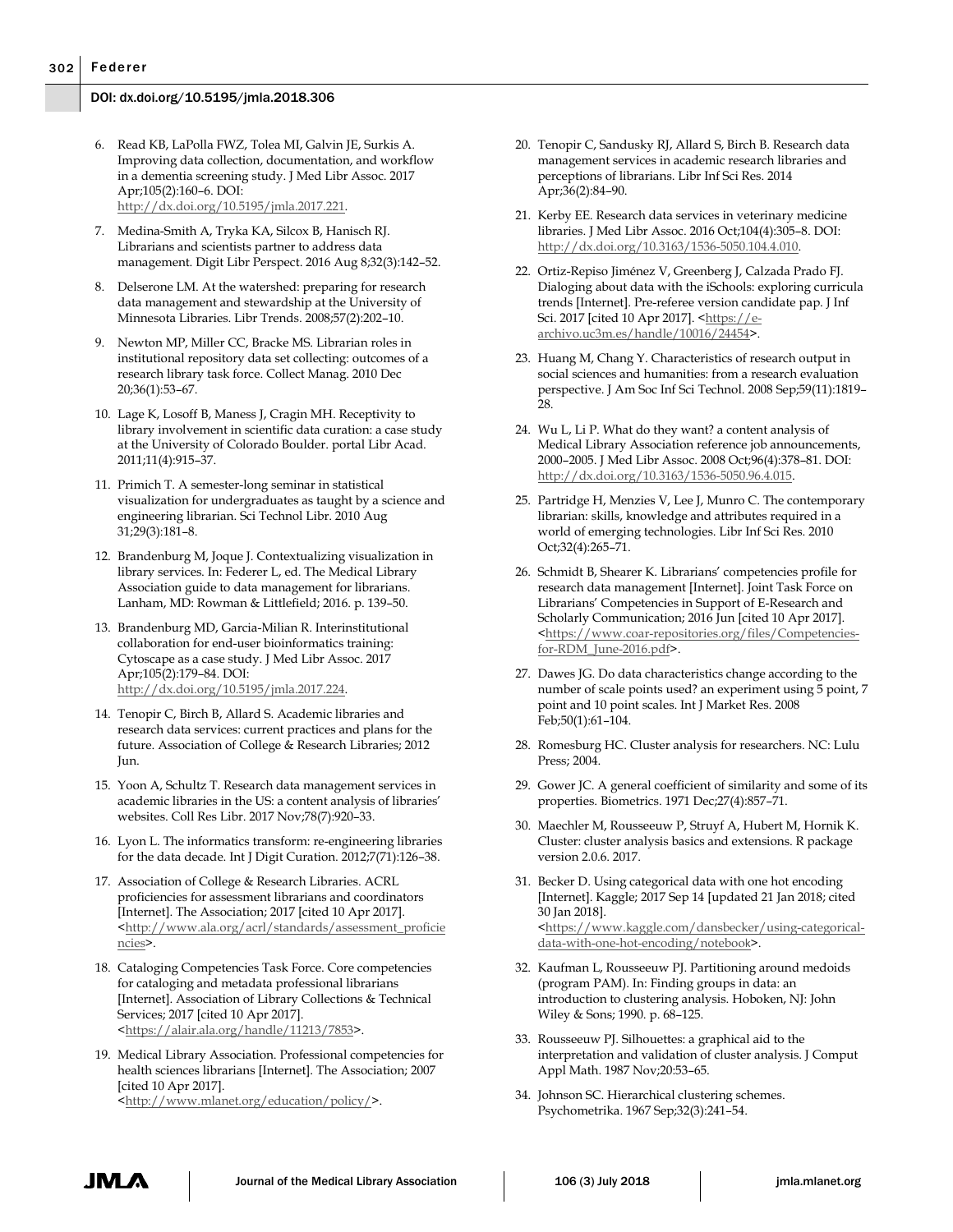6. Read KB, LaPolla FWZ, Tolea MI, Galvin JE, Surkis A. Improving data collection, documentation, and workflow in a dementia screening study. J Med Libr Assoc. 2017 Apr;105(2):160–6. DOI: http://dx.doi.org/10.5195/jmla.2017.221.

7. Medina-Smith A, Tryka KA, Silcox B, Hanisch RJ. Librarians and scientists partner to address data management. Digit Libr Perspect. 2016 Aug 8;32(3):142–52.

8. Delserone LM. At the watershed: preparing for research data management and stewardship at the University of Minnesota Libraries. Libr Trends. 2008;57(2):202–10.

9. Newton MP, Miller CC, Bracke MS. Librarian roles in institutional repository data set collecting: outcomes of a research library task force. Collect Manag. 2010 Dec 20;36(1):53–67.

10. Lage K, Losoff B, Maness J, Cragin MH. Receptivity to library involvement in scientific data curation: a case study at the University of Colorado Boulder. portal Libr Acad. 2011;11(4):915–37.

11. Primich T. A semester-long seminar in statistical visualization for undergraduates as taught by a science and engineering librarian. Sci Technol Libr. 2010 Aug 31;29(3):181–8.

12. Brandenburg M, Joque J. Contextualizing visualization in library services. In: Federer L, ed. The Medical Library Association guide to data management for librarians. Lanham, MD: Rowman & Littlefield; 2016. p. 139–50.

13. Brandenburg MD, Garcia-Milian R. Interinstitutional collaboration for end-user bioinformatics training: Cytoscape as a case study. J Med Libr Assoc. 2017 Apr;105(2):179–84. DOI: http://dx.doi.org/10.5195/jmla.2017.224.

14. Tenopir C, Birch B, Allard S. Academic libraries and research data services: current practices and plans for the future. Association of College & Research Libraries; 2012 Jun.

15. Yoon A, Schultz T. Research data management services in academic libraries in the US: a content analysis of libraries' websites. Coll Res Libr. 2017 Nov;78(7):920–33.

16. Lyon L. The informatics transform: re-engineering libraries for the data decade. Int J Digit Curation. 2012;7(71):126–38.

17. Association of College & Research Libraries. ACRL proficiencies for assessment librarians and coordinators [Internet]. The Association; 2017 [cited 10 Apr 2017]. <http://www.ala.org/acrl/standards/assessment_proficiencies>.

18. Cataloging Competencies Task Force. Core competencies for cataloging and metadata professional librarians [Internet]. Association of Library Collections & Technical Services; 2017 [cited 10 Apr 2017]. <https://alair.ala.org/handle/11213/7853>.

19. Medical Library Association. Professional competencies for health sciences librarians [Internet]. The Association; 2007 [cited 10 Apr 2017]. <http://www.mlanet.org/education/policy/>.

20. Tenopir C, Sandusky RJ, Allard S, Birch B. Research data management services in academic research libraries and perceptions of librarians. Libr Inf Sci Res. 2014 Apr;36(2):84–90.

21. Kerby EE. Research data services in veterinary medicine libraries. J Med Libr Assoc. 2016 Oct;104(4):305–8. DOI: http://dx.doi.org/10.3163/1536-5050.104.4.010.

22. Ortiz-Repiso Jiménez V, Greenberg J, Calzada Prado FJ. Dialoging about data with the iSchools: exploring curricula trends [Internet]. Pre-referee version candidate pap. J Inf Sci. 2017 [cited 10 Apr 2017]. <https://e-archivo.uc3m.es/handle/10016/24454>.

23. Huang M, Chang Y. Characteristics of research output in social sciences and humanities: from a research evaluation perspective. J Am Soc Inf Sci Technol. 2008 Sep;59(11):1819–28.

24. Wu L, Li P. What do they want? a content analysis of Medical Library Association reference job announcements, 2000–2005. J Med Libr Assoc. 2008 Oct;96(4):378–81. DOI: http://dx.doi.org/10.3163/1536-5050.96.4.015.

25. Partridge H, Menzies V, Lee J, Munro C. The contemporary librarian: skills, knowledge and attributes required in a world of emerging technologies. Libr Inf Sci Res. 2010 Oct;32(4):265–71.

26. Schmidt B, Shearer K. Librarians' competencies profile for research data management [Internet]. Joint Task Force on Librarians' Competencies in Support of E-Research and Scholarly Communication; 2016 Jun [cited 10 Apr 2017]. <https://www.coar-repositories.org/files/Competencies-for-RDM_June-2016.pdf>.

27. Dawes JG. Do data characteristics change according to the number of scale points used? an experiment using 5 point, 7 point and 10 point scales. Int J Market Res. 2008 Feb;50(1):61–104.

28. Romesburg HC. Cluster analysis for researchers. NC: Lulu Press; 2004.

29. Gower JC. A general coefficient of similarity and some of its properties. Biometrics. 1971 Dec;27(4):857–71.

30. Maechler M, Rousseeuw P, Struyf A, Hubert M, Hornik K. Cluster: cluster analysis basics and extensions. R package version 2.0.6. 2017.

31. Becker D. Using categorical data with one hot encoding [Internet]. Kaggle; 2017 Sep 14 [updated 21 Jan 2018; cited 30 Jan 2018]. <https://www.kaggle.com/dansbecker/using-categorical-data-with-one-hot-encoding/notebook>.

32. Kaufman L, Rousseeuw PJ. Partitioning around medoids (program PAM). In: Finding groups in data: an introduction to clustering analysis. Hoboken, NJ: John Wiley & Sons; 1990. p. 68–125.

33. Rousseeuw PJ. Silhouettes: a graphical aid to the interpretation and validation of cluster analysis. J Comput Appl Math. 1987 Nov;20:53–65.

34. Johnson SC. Hierarchical clustering schemes. Psychometrika. 1967 Sep;32(3):241–54.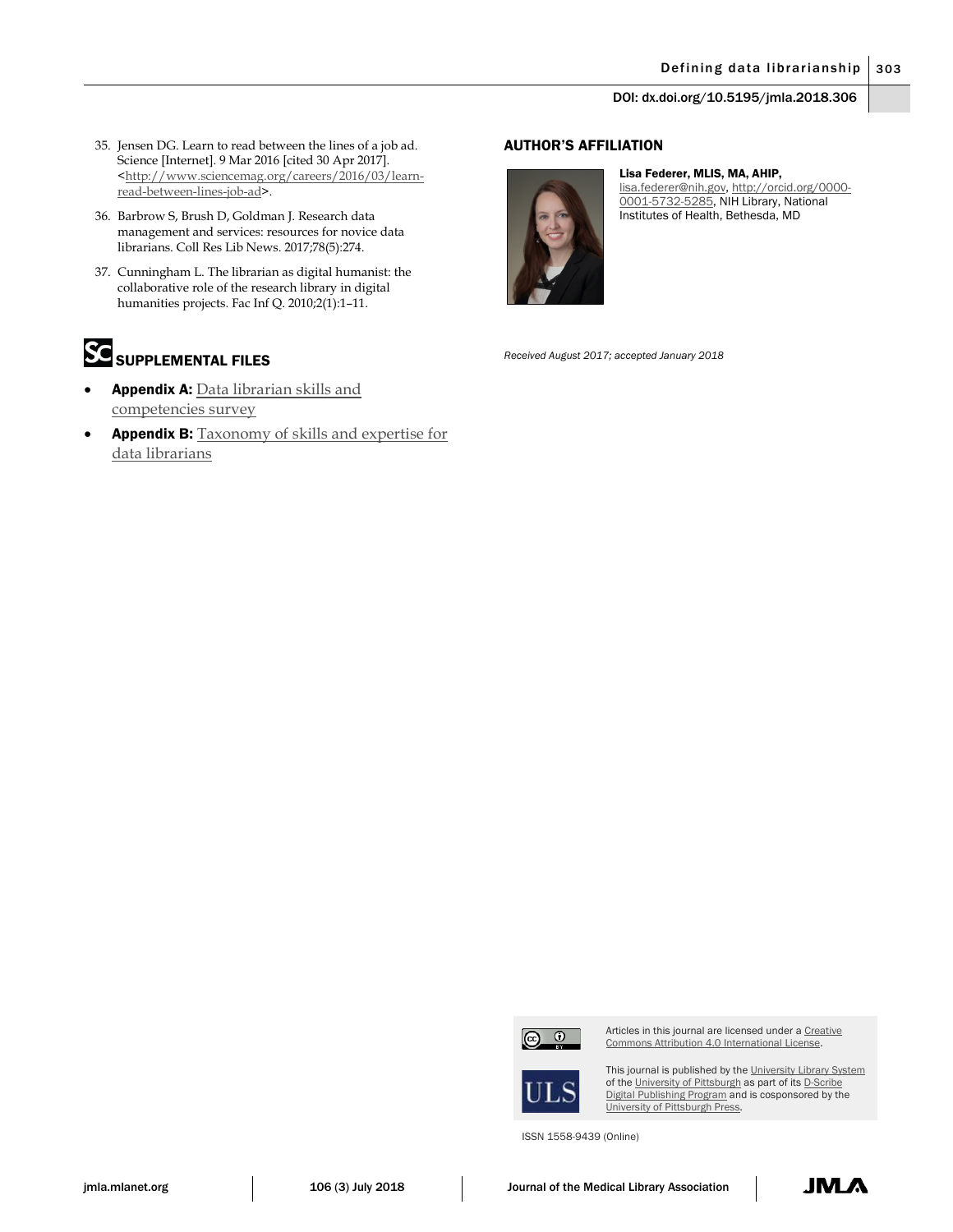35. Jensen DG. Learn to read between the lines of a job ad. Science [Internet]. 9 Mar 2016 [cited 30 Apr 2017]. <http://www.sciencemag.org/careers/2016/03/learn-read-between-lines-job-ad>.

36. Barbrow S, Brush D, Goldman J. Research data management and services: resources for novice data librarians. Coll Res Lib News. 2017;78(5):274.

37. Cunningham L. The librarian as digital humanist: the collaborative role of the research library in digital humanities projects. Fac Inf Q. 2010;2(1):1–11.

## SUPPLEMENTAL FILES

- **Appendix A:** Data librarian skills and competencies survey
- **Appendix B:** Taxonomy of skills and expertise for data librarians

## AUTHOR'S AFFILIATION

**Lisa Federer, MLIS, MA, AHIP,** lisa.federer@nih.gov, http://orcid.org/0000-0001-5732-5285, NIH Library, National Institutes of Health, Bethesda, MD

*Received August 2017; accepted January 2018*

Articles in this journal are licensed under a Creative Commons Attribution 4.0 International License.

This journal is published by the University Library System of the University of Pittsburgh as part of its D-Scribe Digital Publishing Program and is cosponsored by the University of Pittsburgh Press.

ISSN 1558-9439 (Online)